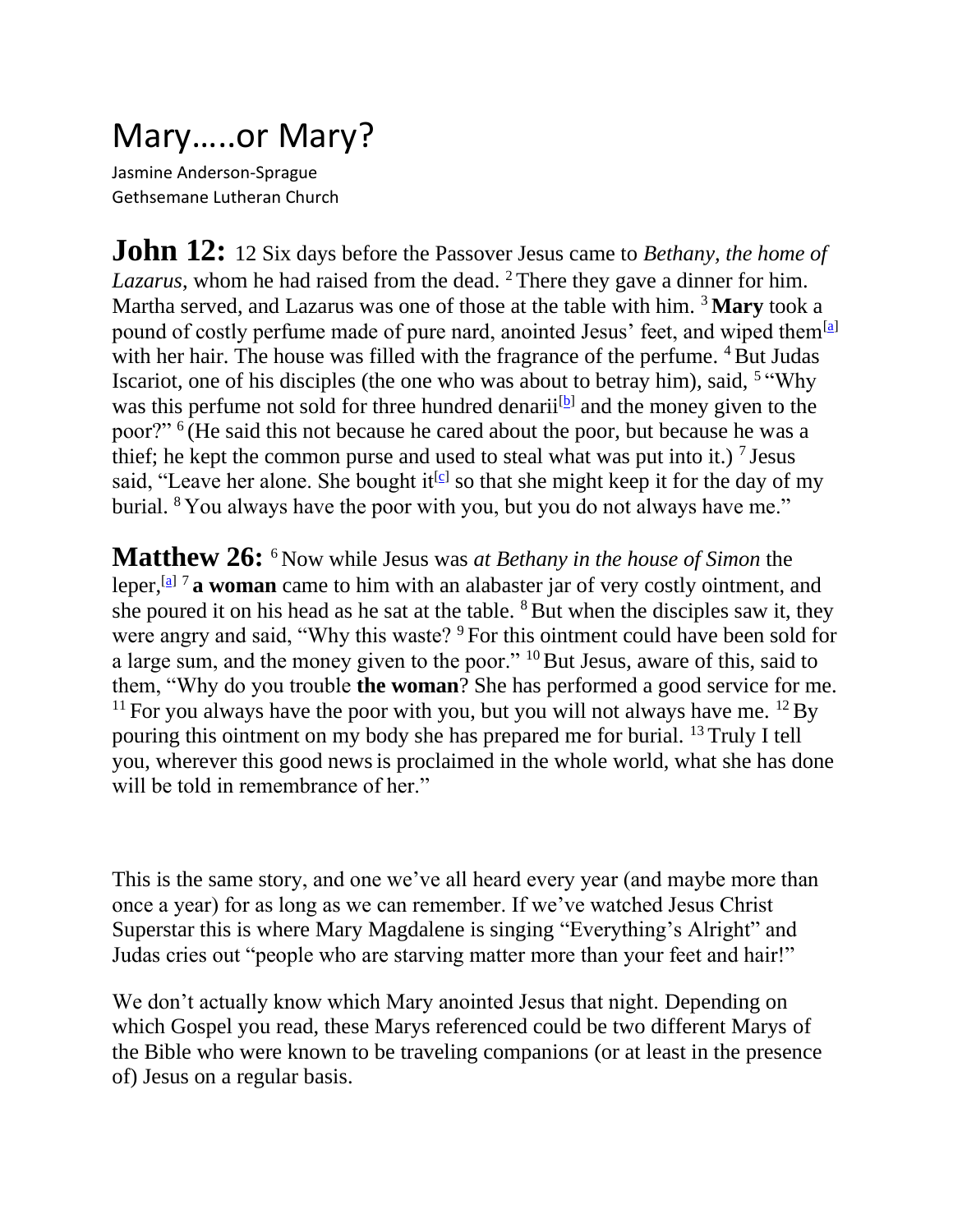# Mary…..or Mary?

Jasmine Anderson-Sprague
Gethsemane Lutheran Church

**John 12:** 12 Six days before the Passover Jesus came to *Bethany, the home of Lazarus,* whom he had raised from the dead. [2] There they gave a dinner for him. Martha served, and Lazarus was one of those at the table with him. [3] **Mary** took a pound of costly perfume made of pure nard, anointed Jesus' feet, and wiped them[a] with her hair. The house was filled with the fragrance of the perfume. [4] But Judas Iscariot, one of his disciples (the one who was about to betray him), said, [5] "Why was this perfume not sold for three hundred denarii[b] and the money given to the poor?" [6] (He said this not because he cared about the poor, but because he was a thief; he kept the common purse and used to steal what was put into it.) [7] Jesus said, "Leave her alone. She bought it[c] so that she might keep it for the day of my burial. [8] You always have the poor with you, but you do not always have me."

**Matthew 26:** [6] Now while Jesus was *at Bethany in the house of Simon* the leper,[a] [7] **a woman** came to him with an alabaster jar of very costly ointment, and she poured it on his head as he sat at the table. [8] But when the disciples saw it, they were angry and said, "Why this waste? [9] For this ointment could have been sold for a large sum, and the money given to the poor." [10] But Jesus, aware of this, said to them, "Why do you trouble **the woman**? She has performed a good service for me. [11] For you always have the poor with you, but you will not always have me. [12] By pouring this ointment on my body she has prepared me for burial. [13] Truly I tell you, wherever this good news is proclaimed in the whole world, what she has done will be told in remembrance of her."

This is the same story, and one we've all heard every year (and maybe more than once a year) for as long as we can remember. If we've watched Jesus Christ Superstar this is where Mary Magdalene is singing "Everything's Alright" and Judas cries out "people who are starving matter more than your feet and hair!"

We don't actually know which Mary anointed Jesus that night. Depending on which Gospel you read, these Marys referenced could be two different Marys of the Bible who were known to be traveling companions (or at least in the presence of) Jesus on a regular basis.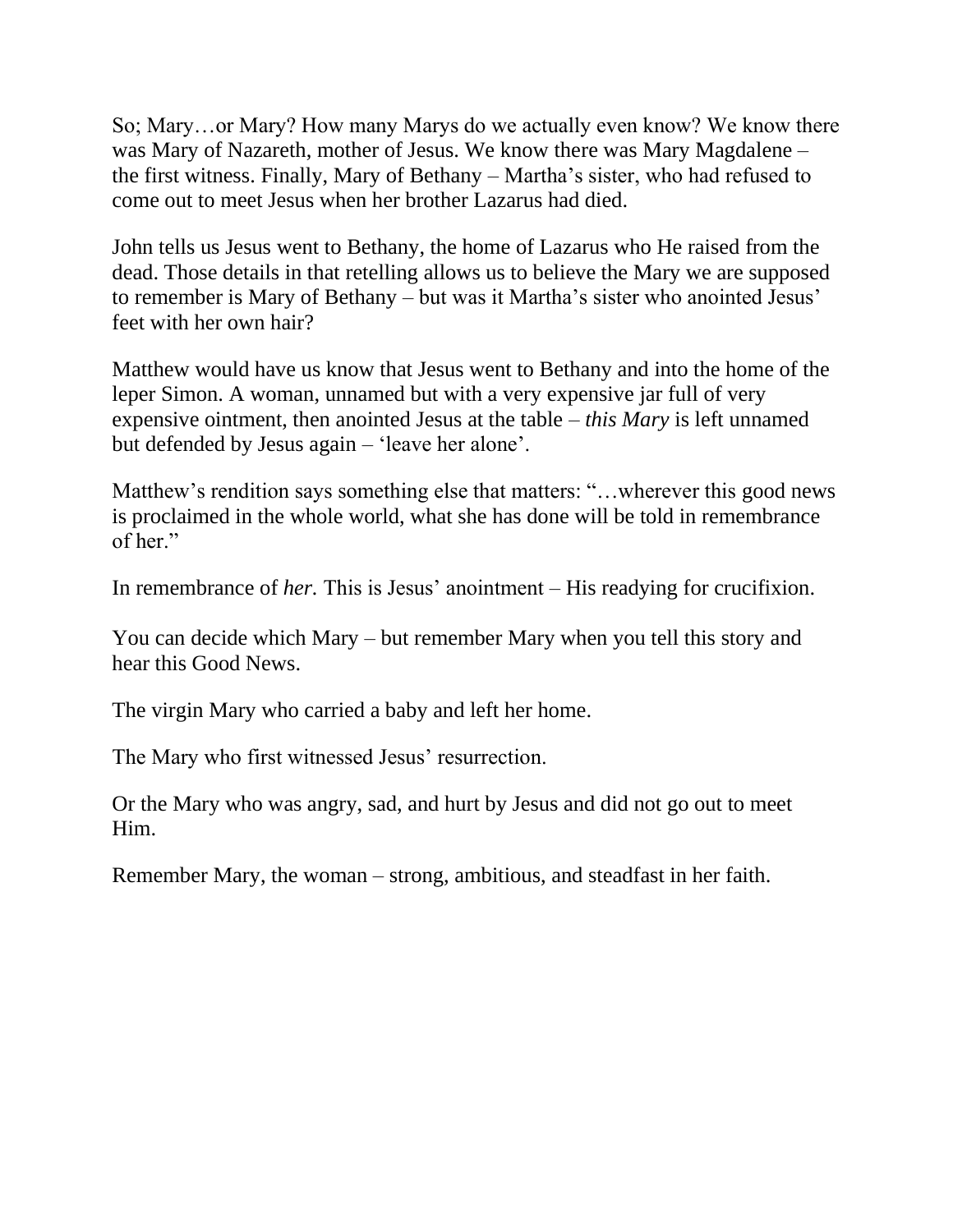So; Mary…or Mary? How many Marys do we actually even know? We know there was Mary of Nazareth, mother of Jesus. We know there was Mary Magdalene – the first witness. Finally, Mary of Bethany – Martha's sister, who had refused to come out to meet Jesus when her brother Lazarus had died.

John tells us Jesus went to Bethany, the home of Lazarus who He raised from the dead. Those details in that retelling allows us to believe the Mary we are supposed to remember is Mary of Bethany – but was it Martha's sister who anointed Jesus' feet with her own hair?

Matthew would have us know that Jesus went to Bethany and into the home of the leper Simon. A woman, unnamed but with a very expensive jar full of very expensive ointment, then anointed Jesus at the table – *this Mary* is left unnamed but defended by Jesus again – 'leave her alone'.

Matthew's rendition says something else that matters: "…wherever this good news is proclaimed in the whole world, what she has done will be told in remembrance of her."

In remembrance of *her.* This is Jesus' anointment – His readying for crucifixion.

You can decide which Mary – but remember Mary when you tell this story and hear this Good News.

The virgin Mary who carried a baby and left her home.

The Mary who first witnessed Jesus' resurrection.

Or the Mary who was angry, sad, and hurt by Jesus and did not go out to meet Him.

Remember Mary, the woman – strong, ambitious, and steadfast in her faith.